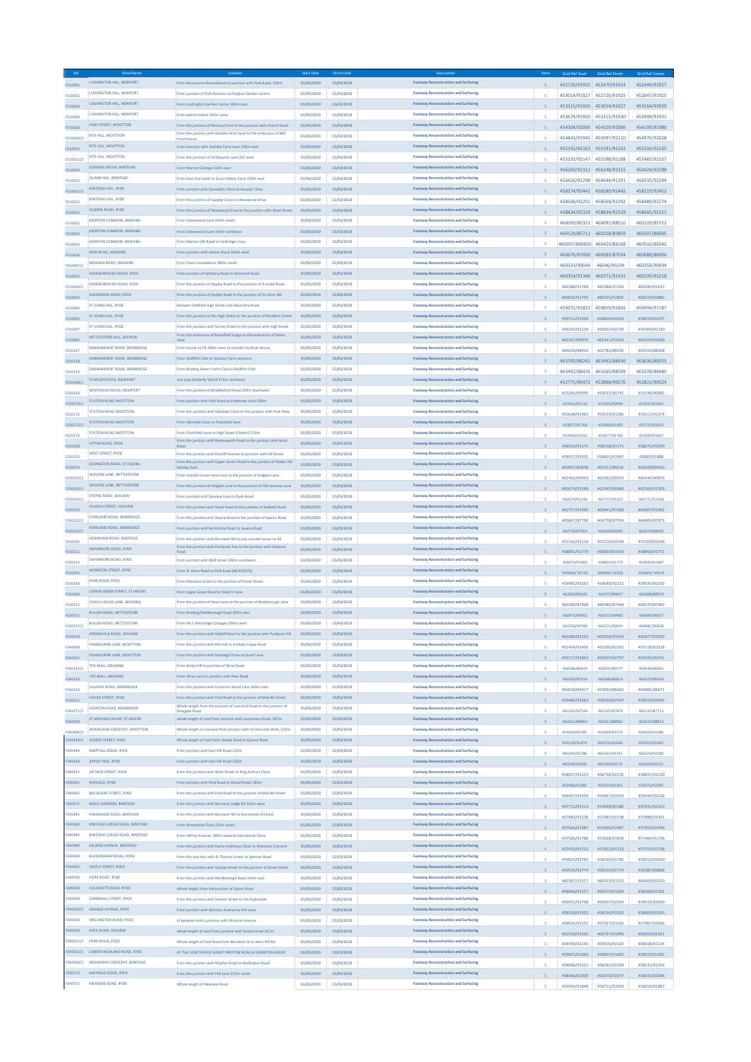| ML | Road Name | Location | Start Date | Finish Date | Description | Years | Grid Ref Start | Grid Ref Finish | Grid Ref Centre |
|---|---|---|---|---|---|---|---|---|---|
| F310001 | LUSHINGTON HILL, NEWPORT | From Racecourse Roundabout to junction with Park Road, 320m | 01/03/2019 | 15/03/2019 | Footway Reconstruction and Surfacing | 5 | 452726/91925 | 452470/91914 | 452449/91927 |
| F310002 | LUSHINGTON HILL, NEWPORT | From junction of Park Road to Lushington Garden Centre | 01/03/2019 | 15/03/2019 | Footway Reconstruction and Surfacing | 5 | 453014/91927 | 452726/91925 | 452847/91925 |
| F310003 | LUSHINGTON HILL, NEWPORT | From Lushington Garden Centre 300m east | 01/03/2019 | 15/03/2019 | Footway Reconstruction and Surfacing | 5 | 453315/91930 | 453014/91927 | 453164/91929 |
| F310004 | LUSHINGTON HILL, NEWPORT | From petrol station 350m west | 01/03/2019 | 15/03/2019 | Footway Reconstruction and Surfacing | 5 | 453674/91930 | 453315/91930 | 453494/91931 |
| F310006 | HIGH STREET, WOOTTON | From the junction of Rectory Drive to the junction with Church Road | 01/03/2019 | 15/03/2019 | Footway Reconstruction and Surfacing | 5 | 454304/92006 | 454319/92006 | 454109/91980 |
| F310009/3 | KITE HILL, WOOTTON | From the junction with Ashlake Farm Lane to the entrance of Mill Pond House | 01/03/2019 | 15/03/2019 | Footway Reconstruction and Surfacing | 5 | 454843/91945 | 455097/92110 | 454970/92028 |
| F310010 | KITE HILL, WOOTTON | From Junction with Ashlake Farm Lane 250m east | 01/03/2019 | 15/03/2019 | Footway Reconstruction and Surfacing | 5 | 455191/92163 | 455191/92163 | 455316/92165 |
| F310011/2 | KITE HILL, WOOTTON | From the junction of Fishbourne lane 265 west | 01/03/2019 | 15/03/2019 | Footway Reconstruction and Surfacing | 5 | 455333/92147 | 455598/92188 | 455465/92167 |
| F310014 | ELENORS GROVE, BINSTEAD | From Warren Cottage 310m east | 01/03/2019 | 15/03/2019 | Footway Reconstruction and Surfacing | 5 | 456269/92312 | 456248/92315 | 456424/92298 |
| F310015 | QUARR HILL, BINSTEAD | From lane that leads to Quarr Abbey Farm 220m east | 01/03/2019 | 15/03/2019 | Footway Reconstruction and Surfacing | 5 | 456426/92298 | 456644/92291 | 456535/92294 |
| F310021/1 | BINSTEAD HILL, RYDE | From junction with Stonepitts Close to Gwydyr Close | 01/03/2019 | 15/03/2019 | Footway Reconstruction and Surfacing | 5 | 458274/92442 | 458180/92442 | 458219/92452 |
| F310022 | BINSTEAD HILL, RYDE | From the junction of Gwydyr Close to Westwood Drive | 01/03/2019 | 15/03/2019 | Footway Reconstruction and Surfacing | 5 | 458568/92292 | 458568/92292 | 458489/92274 |
| F310023 | QUEENS ROAD, RYDE | From the junction of Westwood Drive to the junction with West Street | 01/03/2019 | 15/03/2019 | Footway Reconstruction and Surfacing | 5 | 458834/92329 | 458834/92329 | 458665/92312 |
| F310032 | MORTON COMMON, BRADING | From Greenwood Lane 420m south | 01/03/2019 | 15/03/2019 | Footway Reconstruction and Surfacing | 5 | 460009/85321 | 460091/88510 | 460129/85712 |
| F310033 | MORTON COMMON, BRADING | From Greenwood Lane 340m northeast | 01/03/2019 | 15/03/2019 | Footway Reconstruction and Surfacing | 5 | 460129/85712 | 460218/85859 | 460307/86005 |
| F310034 | MORTON COMMON, BRADING | From Morton Old Road to Yarbridge Cross | 01/03/2019 | 15/03/2019 | Footway Reconstruction and Surfacing | 5 | 460307/86000 5 | 460420/86168 | 460516/86342 |
| F310036 | NEW ROAD, BRADING | From junction with Station Road 360m west | 01/03/2019 | 15/03/2019 | Footway Reconstruction and Surfacing | 5 | 460676/87006 | 460583/87034 | 460688/86950 |
| F310047/1 | BRADING ROAD, BRADING | From Tesco roundabout 480m south | 01/03/2019 | 15/03/2019 | Footway Reconstruction and Surfacing | 5 | 460333/90044 | 46046/90294 | 460358/90094 |
| F310052 | MARLBOROUGH ROAD, RYDE | From junction of Salisbury Road to Somerset Road | 01/03/2019 | 15/03/2019 | Footway Reconstruction and Surfacing | 5 | 460354/91346 | 460371/91431 | 460339/91218 |
| F310054/1 | MARLBOROUGH ROAD, RYDE | From the junction of Appley Road to the junction of Arundel Road | 01/03/2019 | 15/03/2019 | Footway Reconstruction and Surfacing | 5 | 460388/91769 | 460388/91769 | 460390/91637 |
| F310093 | ALEXANDRA ROAD, RYDE | From the junction of Appley Road to the junction of St Johns Hill | 01/03/2019 | 15/03/2019 | Footway Reconstruction and Surfacing | 5 | 460032/91755 | 460225/91892 | 460219/91882 |
| F310094 | ST JOHNS HILL, RYDE | between Oakfield High Street and Alexandra Road | 01/03/2019 | 15/03/2019 | Footway Reconstruction and Surfacing | 5 | 459972/91813 | 459859/91856 | 459994/91787 |
| F310095 | ST JOHNS HILL, RYDE | From the junction of the High Street to the junction of Monkton Street | 01/03/2019 | 15/03/2019 | Footway Reconstruction and Surfacing | 5 | 459711/91934 | 459604/92014 | 459659/91977 |
| F310097 | ST JOHNS HILL, RYDE | From the junction with Surrey Street to the junction with High Street | 01/03/2019 | 15/03/2019 | Footway Reconstruction and Surfacing | 5 | 459263/92139 | 459263/92139 | 459309/92130 |
| F310085 | NETTLESTONE HILL, SEAVIEW | From the entrance of Brookfield Lodge to the entrance of Solent View | 01/03/2019 | 15/03/2019 | Footway Reconstruction and Surfacing | 5 | 462267/90970 | 461941/91010 | 462104/91000 |
| F320127 | EMBANKMENT ROAD, BEMBRIDGE | From house no 24 300m west to outside the Boat House | 01/03/2019 | 15/03/2019 | Footway Reconstruction and Surfacing | 5 | 464034/88410 | 463783/88242 | 463919/88308 |
| F320128 | EMBANKMENT ROAD, BEMBRIDGE | From Shellfish Cafe to Harbour Farm entrance | 01/03/2019 | 15/03/2019 | Footway Reconstruction and Surfacing | 5 | 463783/88242 | 463492/88436 | 463636/88333 |
| F320129 | EMBANKMENT ROAD, BEMBRIDGE | From Brading Haven Yacht Club to Shellfish Cafe | 01/03/2019 | 15/03/2019 | Footway Reconstruction and Surfacing | 5 | 463492/88436 | 463260/88509 | 463378/88480 |
| F320168/1 | STAPLERS ROAD, NEWPORT | Just past Butterfly World 470m northeast | 01/03/2019 | 15/03/2019 | Footway Reconstruction and Surfacing | 5 | 452775/90472 | 452868/90576 | 452821/90524 |
| F320169 | WHITERAILS ROAD, NEWPORT | From the junction of Briddlesford Road 329m Southwest | 01/03/2019 | 15/03/2019 | Footway Reconstruction and Surfacing | 5 | 453265/90990 | 453032/90741 | 453148/90865 |
| F320170/1 | STATION ROAD WOOTTON | From junction with Park Road to Littletown Lane 200m | 01/03/2019 | 15/03/2019 | Footway Reconstruction and Surfacing | 5 | 453415/91116 | 453265/90990 | 453332/91062 |
| F320172 | STATION ROAD WOOTTON | From the junction with Glendale Close to the junction with Park View | 01/03/2019 | 15/03/2019 | Footway Reconstruction and Surfacing | 5 | 453648/91483 | 453539/91286 | 453611/91374 |
| F320173/2 | STATION ROAD WOOTTON | From Glendale Close to Packsfield Lane | 01/03/2019 | 15/03/2019 | Footway Reconstruction and Surfacing | 5 | 453877/91766 | 453648/91483 | 453723/91653 |
| F320174 | STATION ROAD WOOTTON | From Packsfield Lane to High Street (Cedars) 210m | 01/03/2019 | 15/03/2019 | Footway Reconstruction and Surfacing | 5 | 453969/91932 | 453877/91766 | 453949/91837 |
| F320208 | UPTON ROAD, RYDE | From the junction with Bettesworth Road to the junction with Butts Road | 01/03/2019 | 15/03/2019 | Footway Reconstruction and Surfacing | 5 | 458319/91175 | 458318/91175 | 458275/91070 |
| F320253 | WEST STREET, RYDE | From the junction with Ratcliff Avenue to junction with Hill Street | 01/03/2019 | 15/03/2019 | Footway Reconstruction and Surfacing | 5 | 458917/92035 | 458901/91907 | 45889/91888 |
| F330076 | EDDINGTON ROAD, ST HELENS | From the junction with Upper Green Road to the junction of Nodes Hill Holiday Park | 01/03/2019 | 15/03/2019 | Footway Reconstruction and Surfacing | 5 | 463087/89638 | 463151/89231 | 463109/89433 |
| F330102/1 | SEAVIEW LANE, NETTLESTONE | From outside house name Jays to the junction of Holgate Lane | 01/03/2019 | 15/03/2019 | Footway Reconstruction and Surfacing | 5 | 462462/90953 | 462462/90953 | 462440/90876 |
| F330103/1 | SEAVIEW LANE, NETTLESTONE | From the junction of Holgate Lane to the junction of Old Seaview Lane | 01/03/2019 | 15/03/2019 | Footway Reconstruction and Surfacing | 5 | 462674/91248 | 462465/90966 | 462566/91105 |
| F330104/1 | STEYNE ROAD, SEAVIEW | From junction with Seaview Lane to Ryde Road | 01/03/2019 | 15/03/2019 | Footway Reconstruction and Surfacing | 5 | 462674/91248 | 462737/91422 | 462721/91368 |
| F330105 | CHURCH STREET, SEAVIEW | From the junction with Steyne Road to the junction of Seafield Road | 01/03/2019 | 15/03/2019 | Footway Reconstruction and Surfacing | 5 | 462757/91495 | 462841/91568 | 462807/91492 |
| F330120/1 | FORELAND ROAD, BEMBRIDGE | From the junction with Steyne Road to the junction of Swains Road | 01/03/2019 | 15/03/2019 | Footway Reconstruction and Surfacing | 5 | 465847/87790 | 464758/87954 | 464806/87873 |
| F330121/1 | FORELAND ROAD, BEMBRIDGE | From junction with Northcliose Road to Swains Road | 01/03/2019 | 15/03/2019 | Footway Reconstruction and Surfacing | 5 | 464758/87954 | 464600/88083 | 464676/88005 |
| F330206 | NEWNHAM ROAD, BINSTEAD | From the junction with Binstead Hill to just outside house no 46 | 01/03/2019 | 15/03/2019 | Footway Reconstruction and Surfacing | 5 | 457182/92119 | 457210/92239 | 457209/92246 |
| F330211 | SWANMORE ROAD, RYDE | From the junction with Partlands Ave to the junction with Osborne Road | 01/03/2019 | 15/03/2019 | Footway Reconstruction and Surfacing | 5 | 458891/91779 | 458839/91654 | 458806/91715 |
| F330212 | SWANMORE ROAD, RYDE | From junction with Well Street 280m southwest | 01/03/2019 | 15/03/2019 | Footway Reconstruction and Surfacing | 5 | 458970/91883 | 458891/91779 | 459060/91987 |
| F330245 | MONKTON STREET, RYDE | From St Johns Road to Park Road [ML330245] | 01/03/2019 | 15/03/2019 | Footway Reconstruction and Surfacing | 5 | 459663/92102 | 459696/92202 | 459604/92014 |
| F330249 | PARK ROAD, RYDE | From Monkton Street to the junction of Dover Street | 01/03/2019 | 15/03/2019 | Footway Reconstruction and Surfacing | 5 | 459485/92263 | 459648/92215 | 459590/92233 |
| F330306 | LOWER GREEN STREET, ST HELENS | From Upper Green Road to Dutch's Lane | 01/03/2019 | 15/03/2019 | Footway Reconstruction and Surfacing | 5 | 463050/89165 | 462972/89057 | 462868/88970 |
| F330315 | COACH HOUSE LANE, BRADING | From the junction of West Lane to the junction of Rowborough Lane | 01/03/2019 | 15/03/2019 | Footway Reconstruction and Surfacing | 5 | 460380/87468 | 460380/87468 | 460570/87483 |
| F330371 | BULLEN ROAD, NETTLESTONE | From Brading/Marlborough Road 200m east | 01/03/2019 | 15/03/2019 | Footway Reconstruction and Surfacing | 5 | 460475/90951 | 460372/90960 | 460649/90927 |
| F330372/1 | BULLEN ROAD, NETTLESTONE | From No 2 Westridge Cottages 200m west | 01/03/2019 | 15/03/2019 | Footway Reconstruction and Surfacing | 5 | 461038/90789 | 460721/90914 | 460882/90858 |
| F330379 | SPRINGVALE ROAD, SEAVIEW | From the junction with Oakhill Road to the junction with Puckpool Hill | 01/03/2019 | 15/03/2019 | Footway Reconstruction and Surfacing | 5 | 461680/92102 | 462058/91919 | 461877/92023 |
| F340099 | FISHBOURNE LANE, WOOTTON | From the junction with Kite Hill to Ashlake Copse Road | 01/03/2019 | 15/03/2019 | Footway Reconstruction and Surfacing | 5 | 455454/92456 | 455556/92262 | 455528/92318 |
| F340101 | FISHBOURNE LANE, WOOTTON | From the junction with Ranelagh Drive to Quarr Lane | 01/03/2019 | 15/03/2019 | Footway Reconstruction and Surfacing | 5 | 455717/92853 | 455607/92757 | 455592/92741 |
| F340142/1 | THE MALL, BRADING | From Bullys Hill to junction of Wrax Road | 01/03/2019 | 15/03/2019 | Footway Reconstruction and Surfacing | 5 | 460586/86814 | 460503/86577 | 460546/86691 |
| F340143 | THE MALL, BRADING | From Wrax Lane to junction with New Road | 01/03/2019 | 15/03/2019 | Footway Reconstruction and Surfacing | 5 | 460583/87034 | 460586/86814 | 460570/86924 |
| F340162 | HILLWAY ROAD, BEMBRIDGE | From the junction with Common Wood Lane 260m east | 01/03/2019 | 15/03/2019 | Footway Reconstruction and Surfacing | 5 | 463630/86617 | 463850/86662 | 463865/86671 |
| F340252 | DOVER STREET, RYDE | From the junction with Park Road to the junction of Melville Street | 01/03/2019 | 15/03/2019 | Footway Reconstruction and Surfacing | 5 | 459485/92263 | 459550/92547 | 459515/92405 |
| F340271/1 | EGERTON ROAD, BEMBRIDGE | Whole length from the junction of Lane End Road to the junction of Howgate Road | 01/03/2019 | 15/03/2019 | Footway Reconstruction and Surfacing | 5 | 465162/87549 | 465325/87874 | 465243/87712 |
| F340303 | ST MICHAELS ROAD, ST HELENS | whole length of road from junction with Carpenters Road, 287m | 01/03/2019 | 15/03/2019 | Footway Reconstruction and Surfacing | 5 | 462612/88962 | 462612/88962 | 462615/88812 |
| F340406/2 | WOODLAND CRESCENT, WOOTTON | Whole length of crescent from junction with St Edmunds Walk, 232m | 01/03/2019 | 15/03/2019 | Footway Reconstruction and Surfacing | 5 | 454429/92185 | 454469/92270 | 454430/92286 |
| F340443/1 | ALFRED STREET, RYDE | Whole length of road from Weeks Road to Quarry Road | 01/03/2019 | 15/03/2019 | Footway Reconstruction and Surfacing | 5 | 459129/91674 | 459276/91646 | 459252/91660 |
| F340444 | AMPTHILL ROAD, RYDE | From junction with East Hill Road 120m | 01/03/2019 | 15/03/2019 | Footway Reconstruction and Surfacing | 5 | 460294/92286 | 460165/92291 | 460229/92288 |
| F340446 | APPLEY RISE, RYDE | From junction with East Hill Road 230m | 01/03/2019 | 15/03/2019 | Footway Reconstruction and Surfacing | 5 | 460249/92405 | 460100/92576 | 460200/92522 |
| F340451 | ARTHUR STREET, RYDE | From the junction with West Street to King Arthurs Close | 01/03/2019 | 15/03/2019 | Footway Reconstruction and Surfacing | 5 | 458927/92123 | 458716/92135 | 458821/92130 |
| F340461 | BARFIELD, RYDE | From the junction with Park Road to Wood Street 180m | 01/03/2019 | 15/03/2019 | Footway Reconstruction and Surfacing | 5 | 459406/92482 | 459355/92302 | 459372/92395 |
| F340463 | BELVEDERE STREET, RYDE | From the junction with Park Road to the junction of Melville Street | 01/03/2019 | 15/03/2019 | Footway Reconstruction and Surfacing | 5 | 459467/92459 | 459467/92459 | 459444/92318 |
| F340472 | BIRCH GARDENS, BINSTEAD | From the junction with Binstead Lodge Rd 145m west | 01/03/2019 | 15/03/2019 | Footway Reconstruction and Surfacing | 5 | 457712/92113 | 457648/92180 | 457641/92133 |
| F340481 | RINGWOOD ROAD, BINSTEAD | From the junction with Binstead Hill to Stonelands Orchard | 01/03/2019 | 15/03/2019 | Footway Reconstruction and Surfacing | 5 | 457883/92238 | 457883/92238 | 457888/92341 |
| F340492 | BINSTEAD LODGE ROAD, BINSTEAD | From Stonelands Close 320m south | 01/03/2019 | 15/03/2019 | Footway Reconstruction and Surfacing | 5 | 457666/91987 | 457686/91987 | 457655/91946 |
| F340493 | BINSTEAD LODGE ROAD, BINSTEAD | From Hillrise Avenue, 380m towards Stonelands Close | 01/03/2019 | 15/03/2019 | Footway Reconstruction and Surfacing | 5 | 457566/91796 | 457628/91859 | 457464/91706 |
| F340495 | HILLRISE AVENUE, BINSTEAD | From the junction with Dame Anthonys Close to Waterloo Crescent | 01/03/2019 | 15/03/2019 | Footway Reconstruction and Surfacing | 5 | 457659/91712 | 457852/91713 | 457755/91706 |
| F340499 | BUCKINGHAM ROAD, RYDE | From the Junction with St Thomas Street to Spencer Road | 01/03/2019 | 15/03/2019 | Footway Reconstruction and Surfacing | 5 | 459024/92782 | 459024/92782 | 459015/92699 |
| F340492 | CASTLE STREET, RYDE | From the junction with George Street to the junction of Dover Street | 01/03/2019 | 15/03/2019 | Footway Reconstruction and Surfacing | 5 | 459514/92774 | 459514/92774 | 459387/92806 |
| F340504 | HOPE ROAD, RYDE | From the junction with Marlborough Road 144m east | 01/03/2019 | 15/03/2019 | Footway Reconstruction and Surfacing | 5 | 460387/91517 | 460533/91525 | 460460/91520 |
| F340508 | COLENUTTS ROAD, RYDE | Whole length from the junction of Upton Road | 01/03/2019 | 15/03/2019 | Footway Reconstruction and Surfacing | 5 | 458066/91257 | 458379/91304 | 458268/91281 |
| F340509 | CORNWALL STREET, RYDE | From junction with Simeon Street to the Esplanade | 01/03/2019 | 15/03/2019 | Footway Reconstruction and Surfacing | 5 | 459955/92708 | 459907/92594 | 459933/92649 |
| F340530/1 | GRANGE AVENUE, RYDE | From junction with Winston Avenue to Pell Lane | 01/03/2019 | 15/03/2019 | Footway Reconstruction and Surfacing | 5 | 458156/91922 | 458156/91922 | 458060/91935 |
| F340546 | WELLINGTON ROAD, RYDE | In between both junctions with Winston Avenue | 01/03/2019 | 15/03/2019 | Footway Reconstruction and Surfacing | 5 | 458034/92151 | 457927/91926 | 457967/92046 |
| F340550 | RYDE ROAD, SEAVIEW | whole length of road from junction with Steyne Road 267m | 01/03/2019 | 15/03/2019 | Footway Reconstruction and Surfacing | 5 | 462550/91535 | 462757/91495 | 462653/91521 |
| F340551/1 | PARK ROAD, RYDE | Whole length of Park Road from Monkton St to West Hill Rd | 01/03/2019 | 15/03/2019 | Footway Reconstruction and Surfacing | 5 | 459749/92193 | 459916/92160 | 460038/92134 |
| F340562/1 | LOWER HIGHLAND ROAD, RYDE | AT THE JUNCTION OF GREAT PRESTON ROAD & SURBITON GROVE | 01/03/2019 | 15/03/2019 | Footway Reconstruction and Surfacing | 5 | 459825/91665 | 459825/91665 | 459923/91582 |
| F340566/1 | BROADWAY CRESCENT, BINSTEAD | From the junction with Mayfair Road to Wellington Road | 01/03/2019 | 15/03/2019 | Footway Reconstruction and Surfacing | 5 | 458086/92223 | 458283/92209 | 458231/92254 |
| F340570 | MAYFIELD ROAD, RYDE | From the junction with Pell Lane 325m north | 01/03/2019 | 15/03/2019 | Footway Reconstruction and Surfacing | 5 | 458466/91939 | 458370/92247 | 458433/92096 |
| F340571 | MEADERS ROAD, RYDE | Whole length of Meaders Road | 01/03/2019 | 15/03/2019 | Footway Reconstruction and Surfacing | 5 | 459594/91848 | 459711/91934 | 459656/91887 |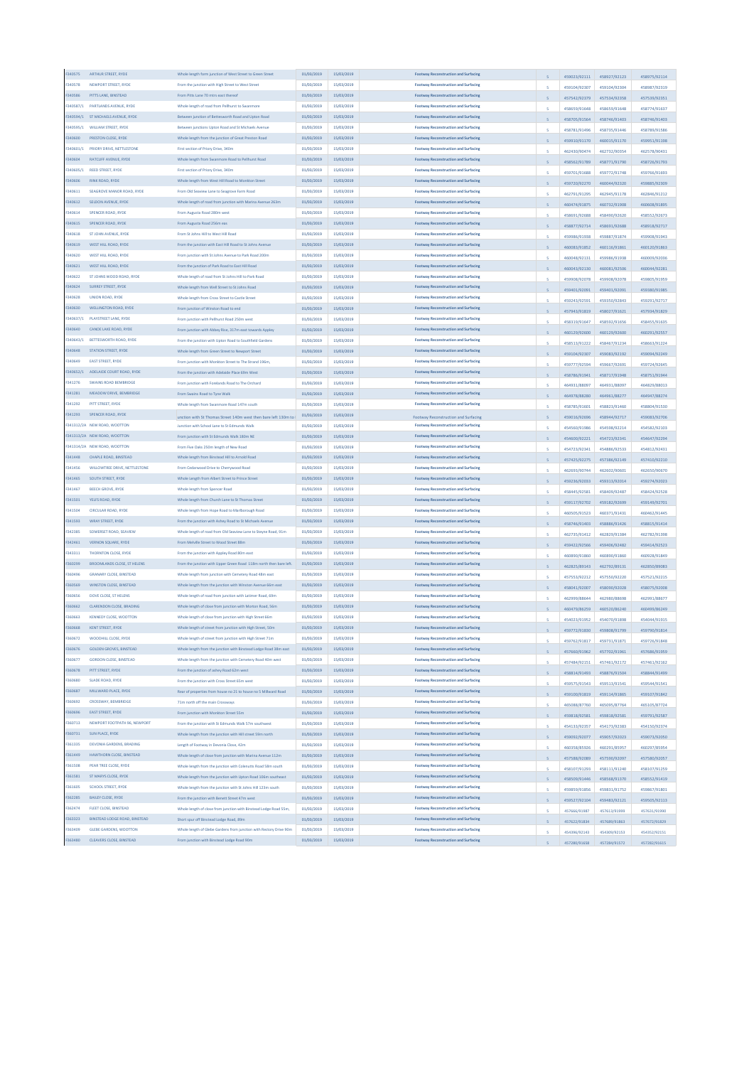| | | | | | | | | | |
|---|---|---|---|---|---|---|---|---|---|
| F340575 | ARTHUR STREET, RYDE | Whole length form junction of West Street to Green Street | 01/03/2019 | 15/03/2019 | Footway Reconstruction and Surfacing | S | 459023/92111 | 458927/92123 | 458975/92114 |
| F340578 | NEWPORT STREET, RYDE | From the junction with High Street to West Street | 01/03/2019 | 15/03/2019 | Footway Reconstruction and Surfacing | S | 459104/92307 | 459104/92304 | 458987/92319 |
| F340586 | PITTS LANE, BINSTEAD | From Pitts Lane 70 mtrs east thereof | 01/03/2019 | 15/03/2019 | Footway Reconstruction and Surfacing | S | 457542/92379 | 457534/92358 | 457539/92351 |
| F340587/1 | PARTLANDS AVENUE, RYDE | Whole length of road from Pellhurst to Swanmore | 01/03/2019 | 15/03/2019 | Footway Reconstruction and Surfacing | S | 458659/91648 | 458659/91648 | 458774/91637 |
| F340594/1 | ST MICHAELS AVENUE, RYDE | Between junction of Bettesworth Road and Upton Road | 01/03/2019 | 15/03/2019 | Footway Reconstruction and Surfacing | S | 458705/91564 | 458746/91403 | 458746/91403 |
| F340595/1 | WILLIAM STREET, RYDE | Between junctions Upton Road and St Michaels Avenue | 01/03/2019 | 15/03/2019 | Footway Reconstruction and Surfacing | S | 458781/91496 | 458735/91446 | 458789/91586 |
| F340600 | PRESTON CLOSE, RYDE | Whole length from the junction of Great Preston Road | 01/03/2019 | 15/03/2019 | Footway Reconstruction and Surfacing | S | 459910/91170 | 460015/91170 | 459951/91198 |
| F340601/1 | PRIORY DRIVE, NETTLESTONE | First section of Priory Drive, 340m | 01/03/2019 | 15/03/2019 | Footway Reconstruction and Surfacing | S | 462430/90474 | 462732/90354 | 462578/90431 |
| F340604 | RATCLIFF AVENUE, RYDE | Whole length from Swanmore Road to Pellhurst Road | 01/03/2019 | 15/03/2019 | Footway Reconstruction and Surfacing | S | 458562/91789 | 458771/91790 | 458726/91793 |
| F340605/1 | REED STREET, RYDE | First section of Priory Drive, 340m | 01/03/2019 | 15/03/2019 | Footway Reconstruction and Surfacing | S | 459701/91688 | 459772/91748 | 459766/91693 |
| F340606 | RINK ROAD, RYDE | Whole length from West Hill Road to Monkton Street | 01/03/2019 | 15/03/2019 | Footway Reconstruction and Surfacing | S | 459720/92270 | 460044/92320 | 459885/92309 |
| F340611 | SEAGROVE MANOR ROAD, RYDE | From Old Seaview Lane to Seagrove Farm Road | 01/03/2019 | 15/03/2019 | Footway Reconstruction and Surfacing | S | 462791/91295 | 462945/91178 | 462846/91212 |
| F340612 | SELDON AVENUE, RYDE | Whole length of road from junction with Marina Avenue 263m | 01/03/2019 | 15/03/2019 | Footway Reconstruction and Surfacing | S | 460474/91875 | 460732/91908 | 460608/91895 |
| F340614 | SPENCER ROAD, RYDE | From Augusta Road 280m west | 01/03/2019 | 15/03/2019 | Footway Reconstruction and Surfacing | S | 458691/92688 | 458490/92620 | 458552/92673 |
| F340615 | SPENCER ROAD, RYDE | From Augusta Road 256m eas | 01/03/2019 | 15/03/2019 | Footway Reconstruction and Surfacing | S | 458877/92714 | 458691/92688 | 458918/92717 |
| F340618 | ST JOHN AVENUE, RYDE | From St Johns Hill to West Hill Road | 01/03/2019 | 15/03/2019 | Footway Reconstruction and Surfacing | S | 459986/91938 | 459887/91874 | 459908/91943 |
| F340619 | WEST HILL ROAD, RYDE | From the junction with East Hill Road to St Johns Avenue | 01/03/2019 | 15/03/2019 | Footway Reconstruction and Surfacing | S | 460083/91852 | 460116/91861 | 460120/91863 |
| F340620 | WEST HILL ROAD, RYDE | From junction with St Johns Avenue to Park Road 200m | 01/03/2019 | 15/03/2019 | Footway Reconstruction and Surfacing | S | 460048/92131 | 459986/91938 | 460009/92036 |
| F340621 | WEST HILL ROAD, RYDE | From the junction of Park Road to East Hill Road | 01/03/2019 | 15/03/2019 | Footway Reconstruction and Surfacing | S | 460043/92130 | 460081/92506 | 460044/92281 |
| F340622 | ST JOHNS WOOD ROAD, RYDE | Whole length of road from St Johns Hill to Park Road | 01/03/2019 | 15/03/2019 | Footway Reconstruction and Surfacing | S | 459908/92078 | 459908/92078 | 459805/91959 |
| F340624 | SURREY STREET, RYDE | Whole length from Well Street to St Johns Road | 01/03/2019 | 15/03/2019 | Footway Reconstruction and Surfacing | S | 459401/92091 | 459401/92091 | 459380/91985 |
| F340628 | UNION ROAD, RYDE | Whole length from Cross Street to Castle Street | 01/03/2019 | 15/03/2019 | Footway Reconstruction and Surfacing | S | 459243/92591 | 459350/92843 | 459291/92717 |
| F340630 | WELLINGTON ROAD, RYDE | From junction of Winston Road to end | 01/03/2019 | 15/03/2019 | Footway Reconstruction and Surfacing | S | 457943/91819 | 458027/91621 | 457934/91829 |
| F340637/1 | PLAYSTREET LANE, RYDE | From junction with Pellhurst Road 250m west | 01/03/2019 | 15/03/2019 | Footway Reconstruction and Surfacing | S | 458319/91647 | 458592/91656 | 458455/91635 |
| F340640 | CANOE LAKE ROAD, RYDE | From junction with Abbey Rise, 317m east towards Appley | 01/03/2019 | 15/03/2019 | Footway Reconstruction and Surfacing | S | 460129/92600 | 460129/92600 | 460291/92557 |
| F340643/1 | BETTESWORTH ROAD, RYDE | From the junction with Upton Road to Southfield Gardens | 01/03/2019 | 15/03/2019 | Footway Reconstruction and Surfacing | S | 458513/91222 | 458467/91234 | 458663/91224 |
| F340648 | STATION STREET, RYDE | Whole length from Green Street to Newport Street | 01/03/2019 | 15/03/2019 | Footway Reconstruction and Surfacing | S | 459104/92307 | 459083/92192 | 459094/92249 |
| F340649 | EAST STREET, RYDE | From junction with Monkton Street to The Strand 196m, | 01/03/2019 | 15/03/2019 | Footway Reconstruction and Surfacing | S | 459777/92594 | 459667/92691 | 459724/92645 |
| F340652/1 | ADELAIDE COURT ROAD, RYDE | From the junction with Adelaide Place 69m West | 01/03/2019 | 15/03/2019 | Footway Reconstruction and Surfacing | S | 458786/91941 | 458717/91948 | 458751/91944 |
| F341276 | SWAINS ROAD BEMBRIDGE | From junction with Forelands Road to The Orchard | 01/03/2019 | 15/03/2019 | Footway Reconstruction and Surfacing | S | 464931/88097 | 464931/88097 | 464829/88013 |
| F341281 | MEADOW DRIVE, BEMBRIDGE | From Swains Road to Tyne Walk | 01/03/2019 | 15/03/2019 | Footway Reconstruction and Surfacing | S | 464978/88280 | 464961/88277 | 464947/88274 |
| F341292 | PITT STREET, RYDE | Whole length from Swanmore Road 147m south | 01/03/2019 | 15/03/2019 | Footway Reconstruction and Surfacing | S | 458785/91601 | 458823/91460 | 458804/91530 |
| F341293 | SPENCER ROAD, RYDE | junction with St Thomas Street 140m west then bare left 130m to | 01/03/2019 | 15/03/2019 | Footway Reconstruction and Surfacing | S | 459016/92696 | 458944/92717 | 459083/92706 |
| F341312/2A | NEW ROAD, WOOTTON | Junction with School lane to St Edmunds Walk | 01/03/2019 | 15/03/2019 | Footway Reconstruction and Surfacing | S | 454560/91986 | 454598/92214 | 454582/92103 |
| F341313/2A | NEW ROAD, WOOTTON | From junction with St Edmunds Walk 180m NE | 01/03/2019 | 15/03/2019 | Footway Reconstruction and Surfacing | S | 454600/92221 | 454723/92341 | 454647/92294 |
| F341314/2A | NEW ROAD, WOOTTON | From Five Oaks 250m length of New Road | 01/03/2019 | 15/03/2019 | Footway Reconstruction and Surfacing | S | 454723/92341 | 454886/92533 | 454812/92431 |
| F341448 | CHAPLE ROAD, BINSTEAD | Whole length from Binstead Hill to Arnold Road | 01/03/2019 | 15/03/2019 | Footway Reconstruction and Surfacing | S | 457425/92275 | 457186/92149 | 457410/92210 |
| F341456 | WILLOWTREE DRIVE, NETTLESTONE | From Cedarwood Drive to Cherrywood Road | 01/03/2019 | 15/03/2019 | Footway Reconstruction and Surfacing | S | 462693/90744 | 462602/90601 | 462650/90670 |
| F341465 | SOUTH STREET, RYDE | Whole length from Albert Street to Prince Street | 01/03/2019 | 15/03/2019 | Footway Reconstruction and Surfacing | S | 459236/92033 | 459313/92014 | 459274/92023 |
| F341467 | BEECH GROVE, RYDE | Whole length from Spencer Road | 01/03/2019 | 15/03/2019 | Footway Reconstruction and Surfacing | S | 458445/92581 | 458409/92487 | 458424/92528 |
| F341501 | YELFS ROAD, RYDE | Whole length from Church Lane to St Thomas Street | 01/03/2019 | 15/03/2019 | Footway Reconstruction and Surfacing | S | 459117/92702 | 459182/92699 | 459149/92701 |
| F341504 | CIRCULAR ROAD, RYDE | Whole length from Hope Road to Marlborough Road | 01/03/2019 | 15/03/2019 | Footway Reconstruction and Surfacing | S | 460505/91523 | 460371/91431 | 460462/91445 |
| F341592 | WRAY STREET, RYDE | From the junction with Ashey Road to St Michaels Avenue | 01/03/2019 | 15/03/2019 | Footway Reconstruction and Surfacing | S | 458746/91403 | 458886/91426 | 458815/91414 |
| F342385 | SOMERSET ROAD, SEAVIEW | Whole length of road from Old Seaview Lane to Steyne Road, 91m | 01/03/2019 | 15/03/2019 | Footway Reconstruction and Surfacing | S | 462735/91412 | 462829/91384 | 462782/91398 |
| F342461 | VERNON SQUARE, RYDE | From Melville Street to Wood Street 88m | 01/03/2019 | 15/03/2019 | Footway Reconstruction and Surfacing | S | 459422/92566 | 459406/92482 | 459414/92523 |
| F343211 | THORNTON CLOSE, RYDE | From the junction with Appley Road 80m east | 01/03/2019 | 15/03/2019 | Footway Reconstruction and Surfacing | S | 460890/91860 | 460890/91860 | 460928/91849 |
| F360299 | BROOMLANDS CLOSE, ST HELENS | From the junction with Upper Green Road 118m north then bare left. | 01/03/2019 | 15/03/2019 | Footway Reconstruction and Surfacing | S | 462825/89143 | 462792/89131 | 462850/89083 |
| F360496 | GRANARY CLOSE, BINSTEAD | Whole length from junction with Cemetery Road 48m east | 01/03/2019 | 15/03/2019 | Footway Reconstruction and Surfacing | S | 457553/92212 | 457550/92220 | 457521/92215 |
| F360569 | WINSTON CLOSE, BINSTEAD | From the junction with Winston Avenue 66m east | 01/03/2019 | 15/03/2019 | Footway Reconstruction and Surfacing | S | 458041/92007 | 458090/92028 | 458075/92008 |
| F360656 | DOVE CLOSE, ST HELENS | Whole length of road from junction with Latimer Road, 69m | 01/03/2019 | 15/03/2019 | Footway Reconstruction and Surfacing | S | 462999/88644 | 462980/88698 | 462991/88677 |
| F360662 | CLARENDON CLOSE, BRADING | Whole length of close from junction with Morton Road, 56m | 01/03/2019 | 15/03/2019 | Footway Reconstruction and Surfacing | S | 460479/86259 | 460520/86240 | 460499/86249 |
| F360663 | KENNEDY CLOSE, WOOTTON | Whole length of close from junction with High Street 66m | 01/03/2019 | 15/03/2019 | Footway Reconstruction and Surfacing | S | 454023/91952 | 454070/91898 | 454044/91915 |
| F360668 | KENT STREET, RYDE | Whole length of street from junction with High Street, 50m | 01/03/2019 | 15/03/2019 | Footway Reconstruction and Surfacing | S | 459772/91830 | 459808/91799 | 459790/91814 |
| F360672 | WOODHILL CLOSE, RYDE | Whole length of street from junction with High Street 71m | 01/03/2019 | 15/03/2019 | Footway Reconstruction and Surfacing | S | 459762/91817 | 459731/91871 | 459726/91848 |
| F360676 | GOLDEN GROVES, BINSTEAD | Whole length from the junction with Binstead Lodge Road 38m east | 01/03/2019 | 15/03/2019 | Footway Reconstruction and Surfacing | S | 457660/91962 | 457702/91961 | 457686/91959 |
| F360677 | GORDON CLOSE, BINSTEAD | Whole length from the junction with Cemetery Road 40m west | 01/03/2019 | 15/03/2019 | Footway Reconstruction and Surfacing | S | 457484/92151 | 457461/92172 | 457461/92162 |
| F360678 | PITT STREET, RYDE | From the junction of ashey Road 62m west | 01/03/2019 | 15/03/2019 | Footway Reconstruction and Surfacing | S | 458814/91493 | 458876/91504 | 458844/91499 |
| F360680 | SLADE ROAD, RYDE | From the junction with Cross Street 65m west | 01/03/2019 | 15/03/2019 | Footway Reconstruction and Surfacing | S | 459575/91543 | 459513/91541 | 459544/91541 |
| F360687 | MILLWARD PLACE, RYDE | Rear of properties from house no 21 to house no 5 Millward Road | 01/03/2019 | 15/03/2019 | Footway Reconstruction and Surfacing | S | 459100/91819 | 459114/91865 | 459107/91842 |
| F360692 | CROSSWAY, BEMBRIDGE | 71m north off the main Crossways | 01/03/2019 | 15/03/2019 | Footway Reconstruction and Surfacing | S | 465088/87760 | 465095/87764 | 465105/87724 |
| F360696 | EAST STREET, RYDE | From junction with Monkton Street 55m | 01/03/2019 | 15/03/2019 | Footway Reconstruction and Surfacing | S | 459818/92581 | 459818/92581 | 459791/92587 |
| F360713 | NEWPORT FOOTPATH 96, NEWPORT | From the junction with St Edmunds Walk 57m southwest | 01/03/2019 | 15/03/2019 | Footway Reconstruction and Surfacing | S | 454133/92357 | 454173/92383 | 454150/92374 |
| F360731 | SUN PLACE, RYDE | Whole length from the junction with Hill street 59m north | 01/03/2019 | 15/03/2019 | Footway Reconstruction and Surfacing | S | 459092/92077 | 459057/92023 | 459073/92050 |
| F361335 | DEVONIA GARDENS, BRADING | Length of Footway in Devonia Close, 42m | 01/03/2019 | 15/03/2019 | Footway Reconstruction and Surfacing | S | 460358/85926 | 460291/85957 | 460297/85954 |
| F361449 | HAWTHORN CLOSE, BINSTEAD | Whole length of close from junction with Marina Avenue 112m | 01/03/2019 | 15/03/2019 | Footway Reconstruction and Surfacing | S | 457588/92089 | 457590/92097 | 457580/92057 |
| F361508 | PEAR TREE CLOSE, RYDE | Whole length from the junction with Colenutts Road 58m south | 01/03/2019 | 15/03/2019 | Footway Reconstruction and Surfacing | S | 458107/91293 | 458111/91240 | 458107/91259 |
| F361581 | ST MARYS CLOSE, RYDE | Whole length from the junction with Upton Road 106m southeast | 01/03/2019 | 15/03/2019 | Footway Reconstruction and Surfacing | S | 458509/91446 | 458568/91370 | 458552/91419 |
| F361605 | SCHOOL STREET, RYDE | Whole length from the junction with St Johns Hill 123m south | 01/03/2019 | 15/03/2019 | Footway Reconstruction and Surfacing | S | 459859/91856 | 459831/91752 | 459867/91801 |
| F362285 | BAILEY CLOSE, RYDE | From the junction with Benett Street 47m west | 01/03/2019 | 15/03/2019 | Footway Reconstruction and Surfacing | S | 459527/92104 | 459483/92121 | 459505/92113 |
| F362474 | FLEET CLOSE, BINSTEAD | Whole length of close from junction with Binstead Lodge Road 55m, | 01/03/2019 | 15/03/2019 | Footway Reconstruction and Surfacing | S | 457666/91987 | 457613/91999 | 457631/91990 |
| F363323 | BINSTEAD LODGE ROAD, BINSTEAD | Short spur off Binstead Lodge Road, 89m | 01/03/2019 | 15/03/2019 | Footway Reconstruction and Surfacing | S | 457622/91834 | 457689/91863 | 457672/91829 |
| F363409 | GLEBE GARDENS, WOOTTON | Whole length of Glebe Gardens from junction with Rectory Drive 90m | 01/03/2019 | 15/03/2019 | Footway Reconstruction and Surfacing | S | 454396/92143 | 454309/92153 | 454352/92151 |
| F363480 | CLEAVERS CLOSE, BINSTEAD | From junction with Binstead Lodge Road 90m | 01/03/2019 | 15/03/2019 | Footway Reconstruction and Surfacing | S | 457280/91658 | 457284/91572 | 457282/91615 |